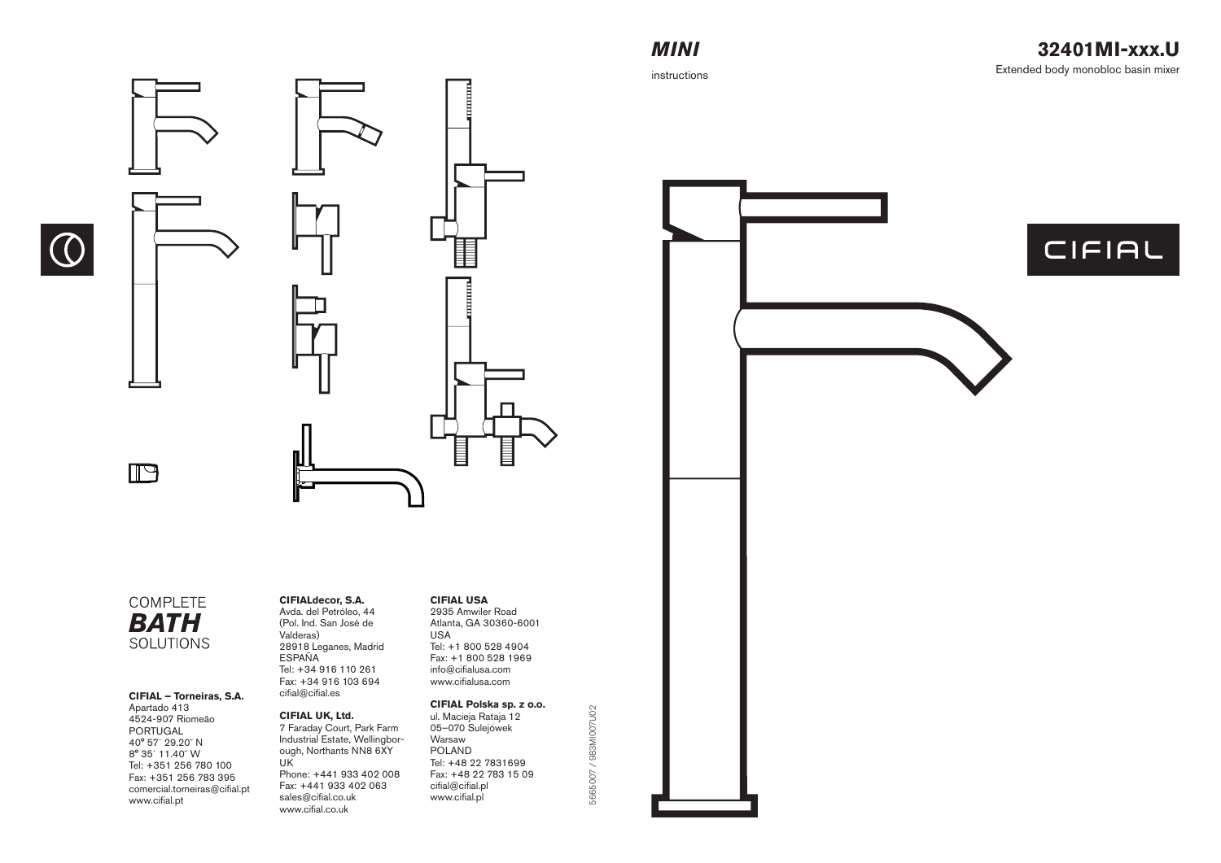# MINI

instructions

## 32401MI-xxx.U

Extended body monobloc basin mixer

CIFIAL

COMPLETE
**BATH**
SOLUTIONS

**CIFIAL – Torneiras, S.A.**
Apartado 413
4524-907 Riomeão
PORTUGAL
40° 57' 29.20" N
8° 35' 11.40" W
Tel: +351 256 780 100
Fax: +351 256 783 395
comercial.torneiras@cifial.pt
www.cifial.pt

**CIFIALdecor, S.A.**
Avda. del Petróleo, 44
(Pol. Ind. San José de Valderas)
28918 Leganes, Madrid
ESPAÑA
Tel: +34 916 110 261
Fax: +34 916 103 694
cifial@cifial.es

**CIFIAL UK, Ltd.**
7 Faraday Court, Park Farm Industrial Estate, Wellingborough, Northants NN8 6XY
UK
Phone: +441 933 402 008
Fax: +441 933 402 063
sales@cifial.co.uk
www.cifial.co.uk

**CIFIAL USA**
2935 Amwiler Road
Atlanta, GA 30360-6001
USA
Tel: +1 800 528 4904
Fax: +1 800 528 1969
info@cifialusa.com
www.cifialusa.com

**CIFIAL Polska sp. z o.o.**
ul. Macieja Rataja 12
05–070 Sulejówek
Warsaw
POLAND
Tel: +48 22 7831699
Fax: +48 22 783 15 09
cifial@cifial.pl
www.cifial.pl

5665007 / 983MI007U02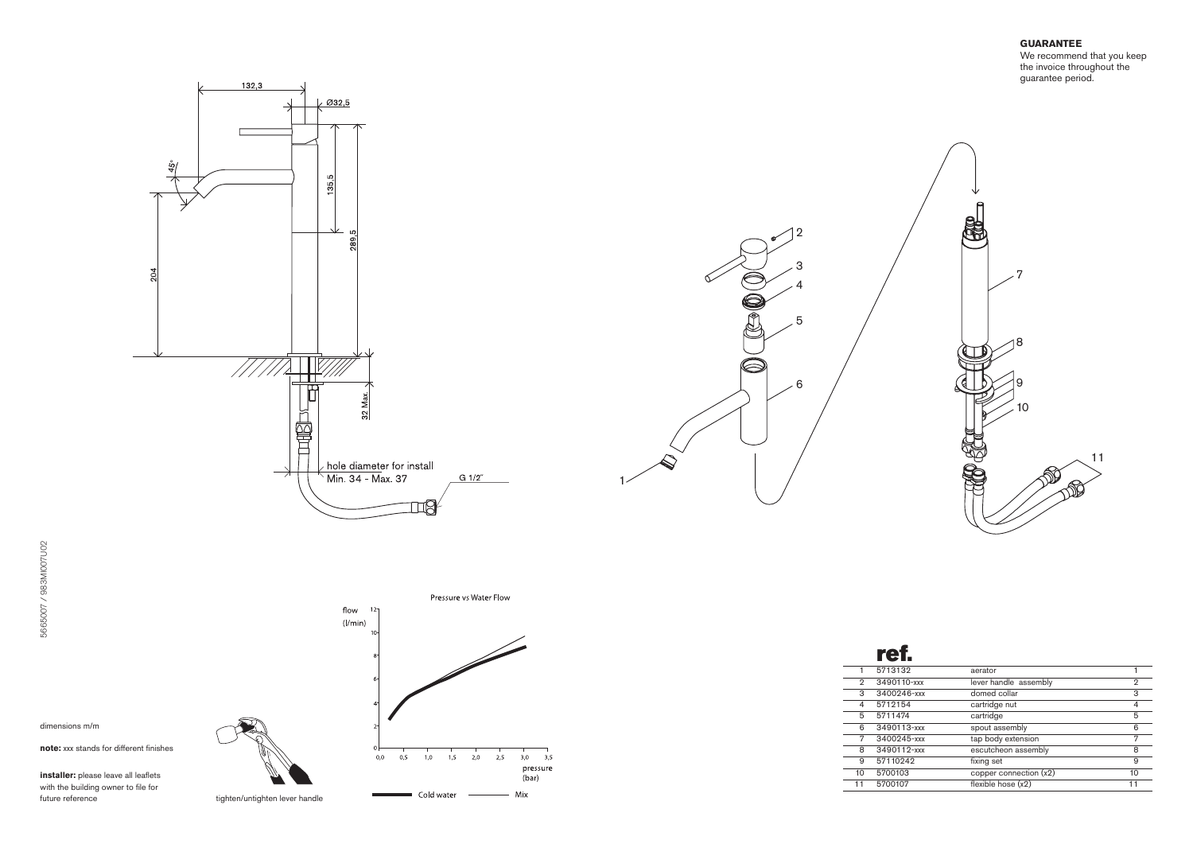## GUARANTEE

We recommend that you keep the invoice throughout the guarantee period.

132,3

Ø32,5

45°

135,5

289,5

204

32 Max.

hole diameter for install
Min. 34 - Max. 37

G 1/2"

5665007 / 983M007U02

dimensions m/m

**note:** xxx stands for different finishes

**installer:** please leave all leaflets with the building owner to file for future reference

tighten/untighten lever handle

Pressure vs Water Flow

flow (l/min)

0 2 4 6 8 10 12

0,0 0,5 1,0 1,5 2,0 2,5 3,0 3,5

pressure (bar)

Cold water

Mix

# ref.

| | | | |
|---|---|---|---|
| 1 | 5713132 | aerator | 1 |
| 2 | 3490110-xxx | lever handle assembly | 2 |
| 3 | 3400246-xxx | domed collar | 3 |
| 4 | 5712154 | cartridge nut | 4 |
| 5 | 5711474 | cartridge | 5 |
| 6 | 3490113-xxx | spout assembly | 6 |
| 7 | 3400245-xxx | tap body extension | 7 |
| 8 | 3490112-xxx | escutcheon assembly | 8 |
| 9 | 57110242 | fixing set | 9 |
| 10 | 5700103 | copper connection (x2) | 10 |
| 11 | 5700107 | flexible hose (x2) | 11 |